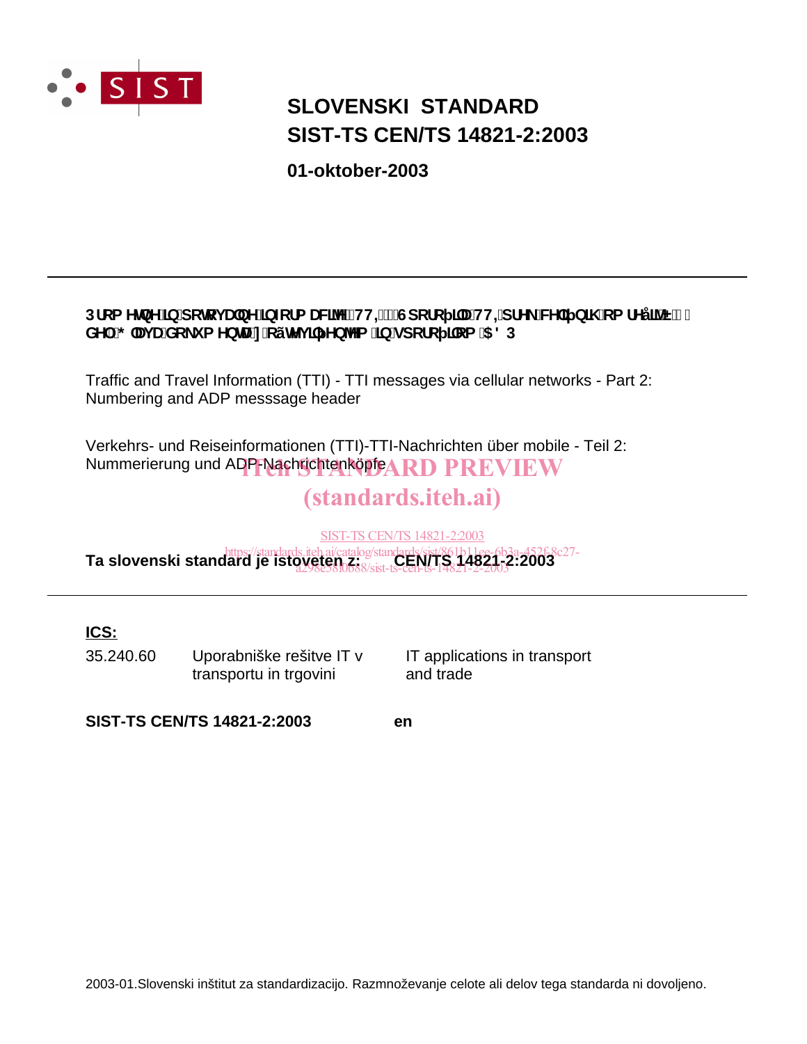# SLOVENSKI STANDARD
# SIST-TS CEN/TS 14821-2:2003

**01-oktober-2003**

---

**Prometne in potovalne informacije (TTI) - Sporočila TTI prek celičnih omrežij - 2. del: Glava dokumenta z oštevilčenjem in sporočilom ADP**

Traffic and Travel Information (TTI) - TTI messages via cellular networks - Part 2: Numbering and ADP messsage header

Verkehrs- und Reiseinformationen (TTI)-TTI-Nachrichten über mobile - Teil 2: Nummerierung und ADP-Nachrichtenköpfe

iTeh STANDARD PREVIEW
(standards.iteh.ai)

SIST-TS CEN/TS 14821-2:2003
https://standards.iteh.ai/catalog/standards/sist/861b11ee-6b3a-452f-8c27-a298e5810b88/sist-ts-cen-ts-14821-2-2003

**Ta slovenski standard je istoveten z: CEN/TS 14821-2:2003**

---

**ICS:**

| | | |
|---|---|---|
| 35.240.60 | Uporabniške rešitve IT v transportu in trgovini | IT applications in transport and trade |

**SIST-TS CEN/TS 14821-2:2003** **en**

2003-01.Slovenski inštitut za standardizacijo. Razmnoževanje celote ali delov tega standarda ni dovoljeno.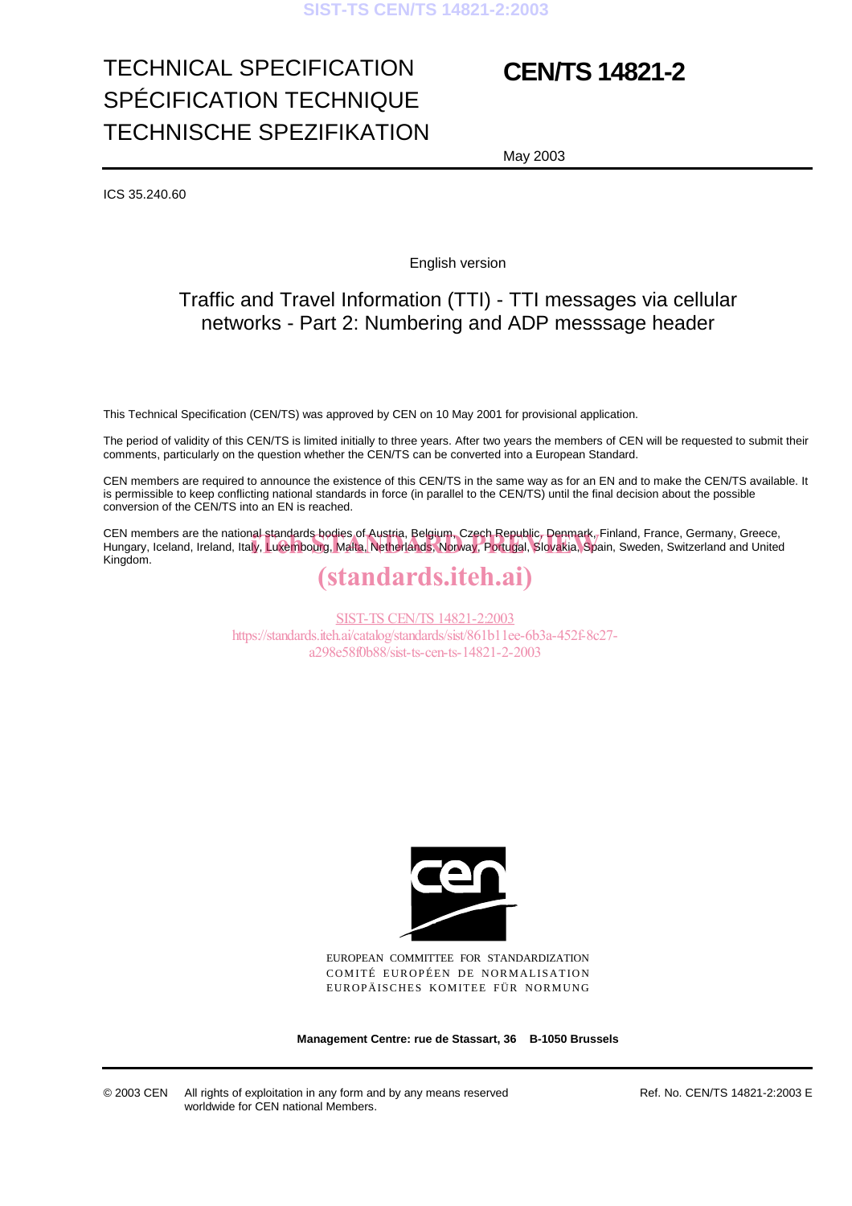# TECHNICAL SPECIFICATION
# SPÉCIFICATION TECHNIQUE
# TECHNISCHE SPEZIFIKATION

# CEN/TS 14821-2

May 2003

ICS 35.240.60

English version

## Traffic and Travel Information (TTI) - TTI messages via cellular networks - Part 2: Numbering and ADP messsage header

This Technical Specification (CEN/TS) was approved by CEN on 10 May 2001 for provisional application.

The period of validity of this CEN/TS is limited initially to three years. After two years the members of CEN will be requested to submit their comments, particularly on the question whether the CEN/TS can be converted into a European Standard.

CEN members are required to announce the existence of this CEN/TS in the same way as for an EN and to make the CEN/TS available. It is permissible to keep conflicting national standards in force (in parallel to the CEN/TS) until the final decision about the possible conversion of the CEN/TS into an EN is reached.

CEN members are the national standards bodies of Austria, Belgium, Czech Republic, Denmark, Finland, France, Germany, Greece, Hungary, Iceland, Ireland, Italy, Luxembourg, Malta, Netherlands, Norway, Portugal, Slovakia, Spain, Sweden, Switzerland and United Kingdom.

EUROPEAN COMMITTEE FOR STANDARDIZATION
COMITÉ EUROPÉEN DE NORMALISATION
EUROPÄISCHES KOMITEE FÜR NORMUNG

**Management Centre: rue de Stassart, 36 B-1050 Brussels**

© 2003 CEN All rights of exploitation in any form and by any means reserved worldwide for CEN national Members.

Ref. No. CEN/TS 14821-2:2003 E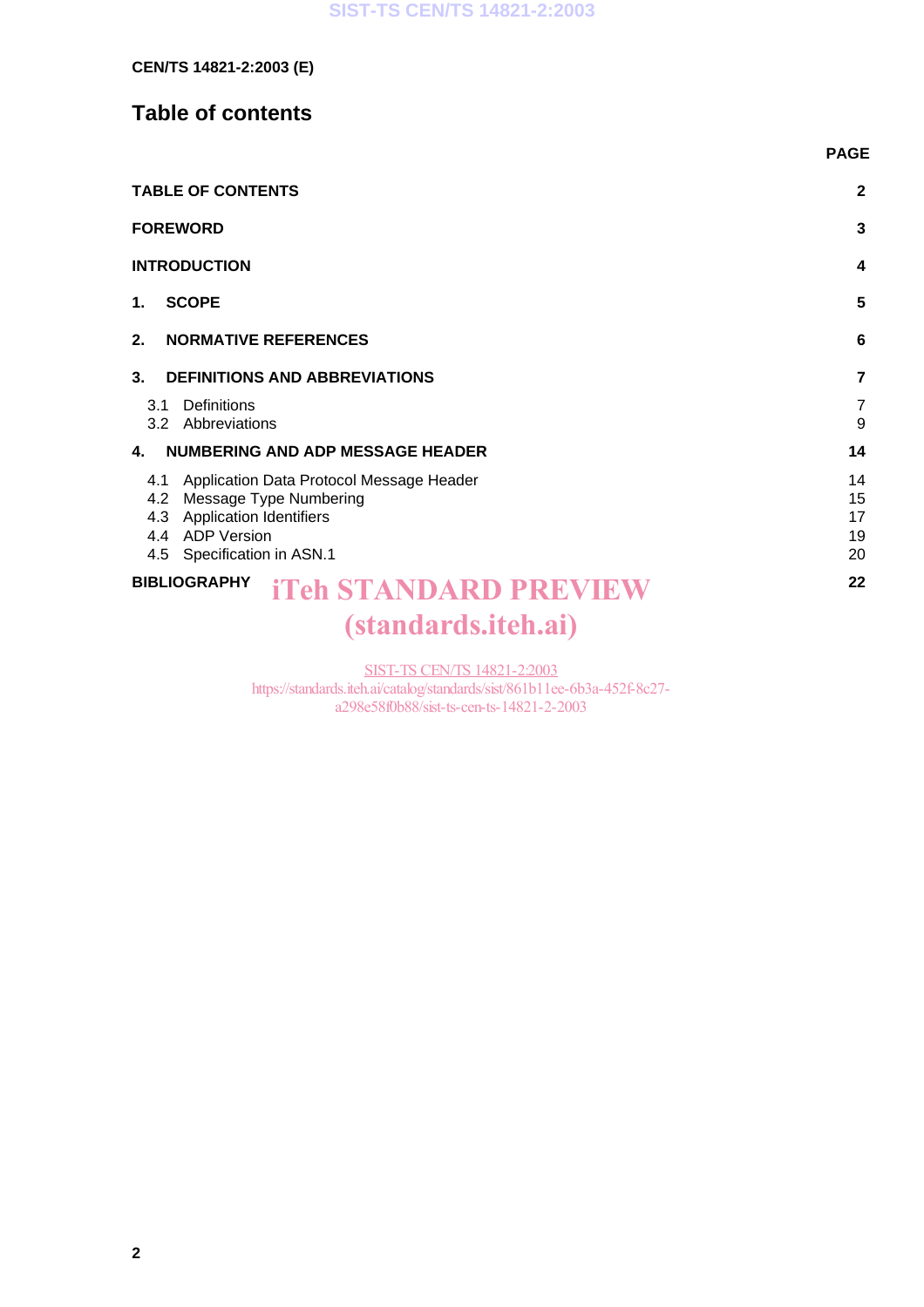CEN/TS 14821-2:2003 (E)

# Table of contents

| | PAGE |
|---|---|
| **TABLE OF CONTENTS** | **2** |
| **FOREWORD** | **3** |
| **INTRODUCTION** | **4** |
| **1. SCOPE** | **5** |
| **2. NORMATIVE REFERENCES** | **6** |
| **3. DEFINITIONS AND ABBREVIATIONS** | **7** |
| 3.1 Definitions | 7 |
| 3.2 Abbreviations | 9 |
| **4. NUMBERING AND ADP MESSAGE HEADER** | **14** |
| 4.1 Application Data Protocol Message Header | 14 |
| 4.2 Message Type Numbering | 15 |
| 4.3 Application Identifiers | 17 |
| 4.4 ADP Version | 19 |
| 4.5 Specification in ASN.1 | 20 |
| **BIBLIOGRAPHY** | **22** |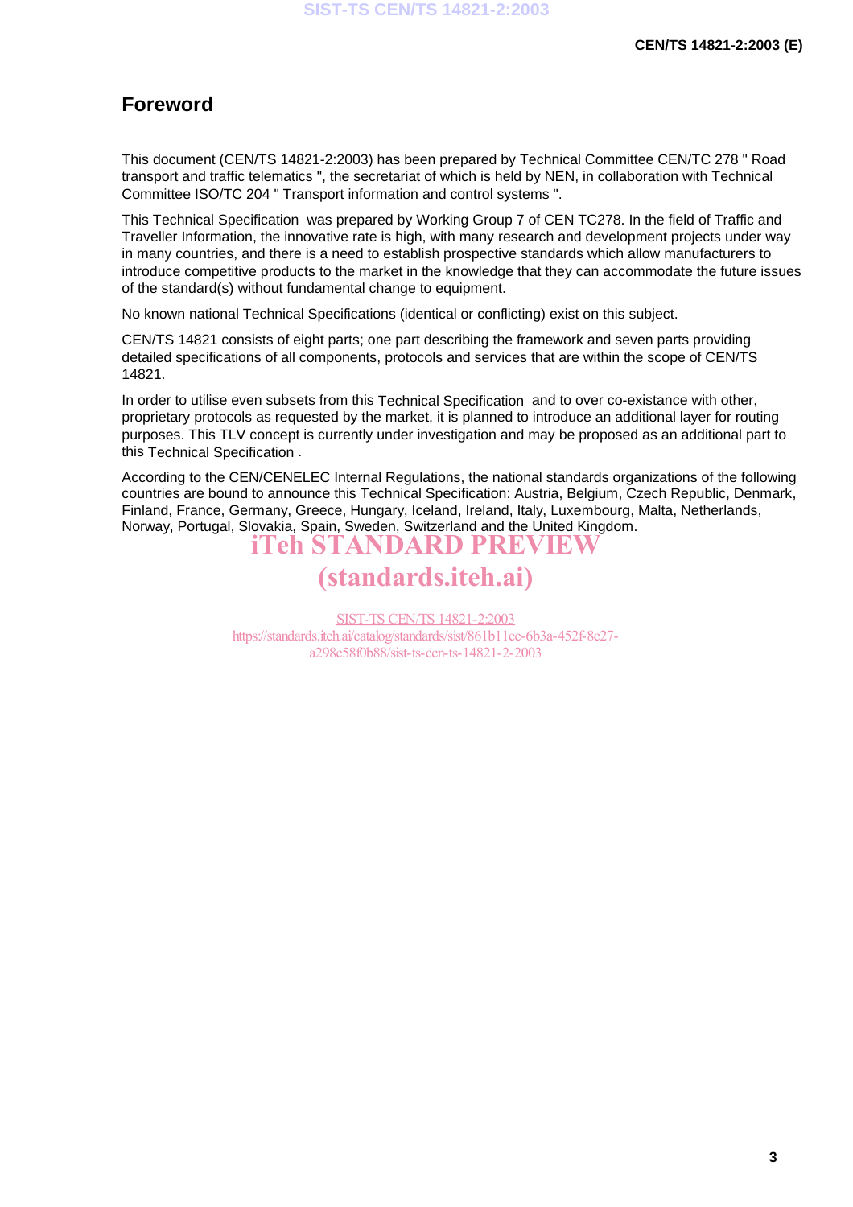# Foreword

This document (CEN/TS 14821-2:2003) has been prepared by Technical Committee CEN/TC 278 " Road transport and traffic telematics ", the secretariat of which is held by NEN, in collaboration with Technical Committee ISO/TC 204 " Transport information and control systems ".

This Technical Specification was prepared by Working Group 7 of CEN TC278. In the field of Traffic and Traveller Information, the innovative rate is high, with many research and development projects under way in many countries, and there is a need to establish prospective standards which allow manufacturers to introduce competitive products to the market in the knowledge that they can accommodate the future issues of the standard(s) without fundamental change to equipment.

No known national Technical Specifications (identical or conflicting) exist on this subject.

CEN/TS 14821 consists of eight parts; one part describing the framework and seven parts providing detailed specifications of all components, protocols and services that are within the scope of CEN/TS 14821.

In order to utilise even subsets from this Technical Specification and to over co-existance with other, proprietary protocols as requested by the market, it is planned to introduce an additional layer for routing purposes. This TLV concept is currently under investigation and may be proposed as an additional part to this Technical Specification .

According to the CEN/CENELEC Internal Regulations, the national standards organizations of the following countries are bound to announce this Technical Specification: Austria, Belgium, Czech Republic, Denmark, Finland, France, Germany, Greece, Hungary, Iceland, Ireland, Italy, Luxembourg, Malta, Netherlands, Norway, Portugal, Slovakia, Spain, Sweden, Switzerland and the United Kingdom.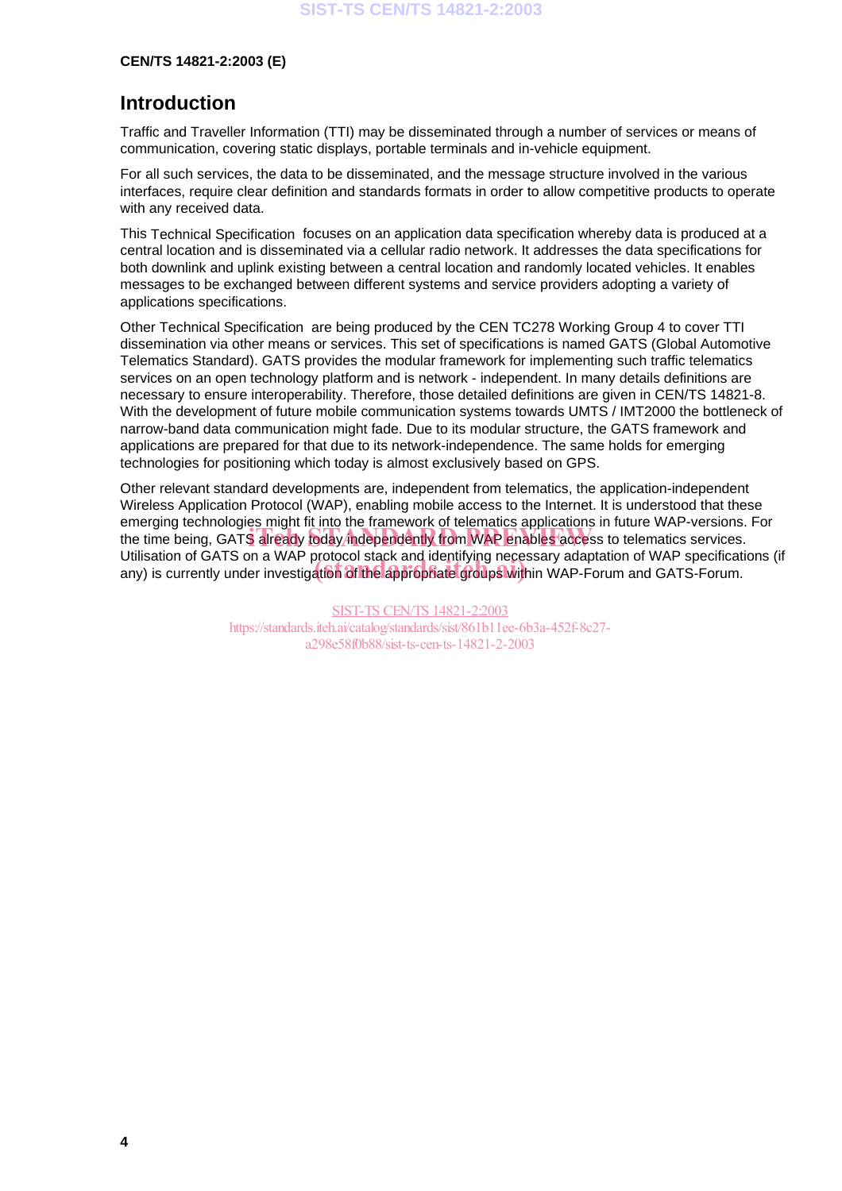## Introduction

Traffic and Traveller Information (TTI) may be disseminated through a number of services or means of communication, covering static displays, portable terminals and in-vehicle equipment.

For all such services, the data to be disseminated, and the message structure involved in the various interfaces, require clear definition and standards formats in order to allow competitive products to operate with any received data.

This Technical Specification focuses on an application data specification whereby data is produced at a central location and is disseminated via a cellular radio network. It addresses the data specifications for both downlink and uplink existing between a central location and randomly located vehicles. It enables messages to be exchanged between different systems and service providers adopting a variety of applications specifications.

Other Technical Specification are being produced by the CEN TC278 Working Group 4 to cover TTI dissemination via other means or services. This set of specifications is named GATS (Global Automotive Telematics Standard). GATS provides the modular framework for implementing such traffic telematics services on an open technology platform and is network - independent. In many details definitions are necessary to ensure interoperability. Therefore, those detailed definitions are given in CEN/TS 14821-8. With the development of future mobile communication systems towards UMTS / IMT2000 the bottleneck of narrow-band data communication might fade. Due to its modular structure, the GATS framework and applications are prepared for that due to its network-independence. The same holds for emerging technologies for positioning which today is almost exclusively based on GPS.

Other relevant standard developments are, independent from telematics, the application-independent Wireless Application Protocol (WAP), enabling mobile access to the Internet. It is understood that these emerging technologies might fit into the framework of telematics applications in future WAP-versions. For the time being, GATS already today independently from WAP enables access to telematics services. Utilisation of GATS on a WAP protocol stack and identifying necessary adaptation of WAP specifications (if any) is currently under investigation of the appropriate groups within WAP-Forum and GATS-Forum.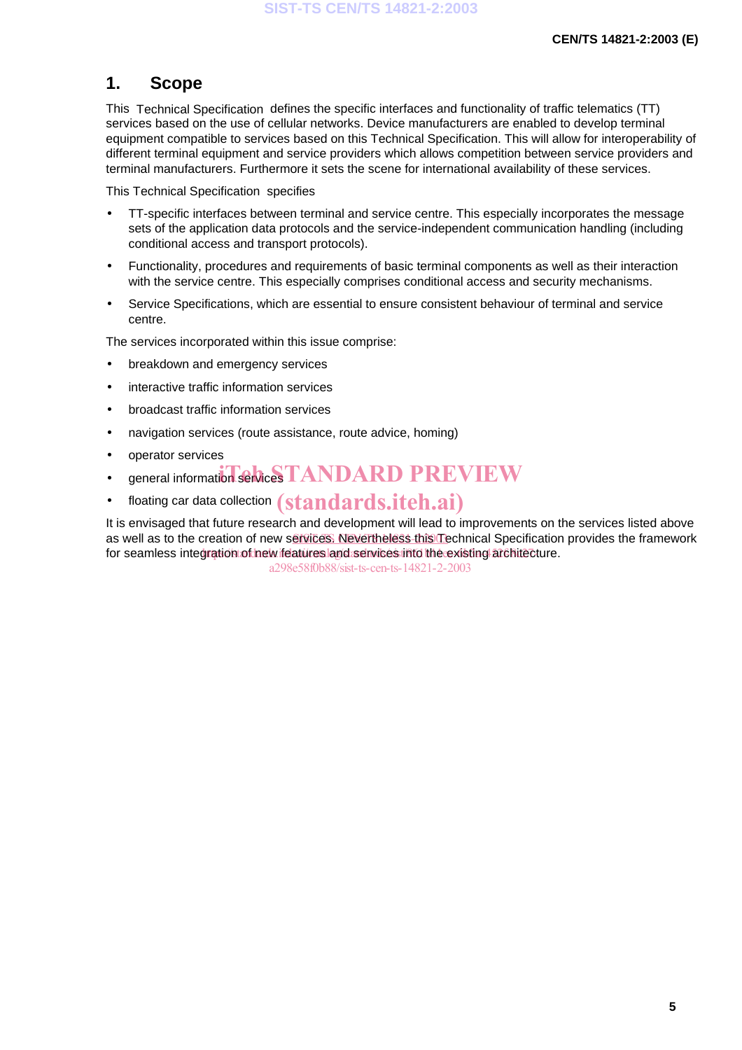# 1. Scope

This Technical Specification defines the specific interfaces and functionality of traffic telematics (TT) services based on the use of cellular networks. Device manufacturers are enabled to develop terminal equipment compatible to services based on this Technical Specification. This will allow for interoperability of different terminal equipment and service providers which allows competition between service providers and terminal manufacturers. Furthermore it sets the scene for international availability of these services.

This Technical Specification specifies

- TT-specific interfaces between terminal and service centre. This especially incorporates the message sets of the application data protocols and the service-independent communication handling (including conditional access and transport protocols).
- Functionality, procedures and requirements of basic terminal components as well as their interaction with the service centre. This especially comprises conditional access and security mechanisms.
- Service Specifications, which are essential to ensure consistent behaviour of terminal and service centre.

The services incorporated within this issue comprise:

- breakdown and emergency services
- interactive traffic information services
- broadcast traffic information services
- navigation services (route assistance, route advice, homing)
- operator services
- general information services
- floating car data collection

It is envisaged that future research and development will lead to improvements on the services listed above as well as to the creation of new services. Nevertheless this Technical Specification provides the framework for seamless integration of new features and services into the existing architecture.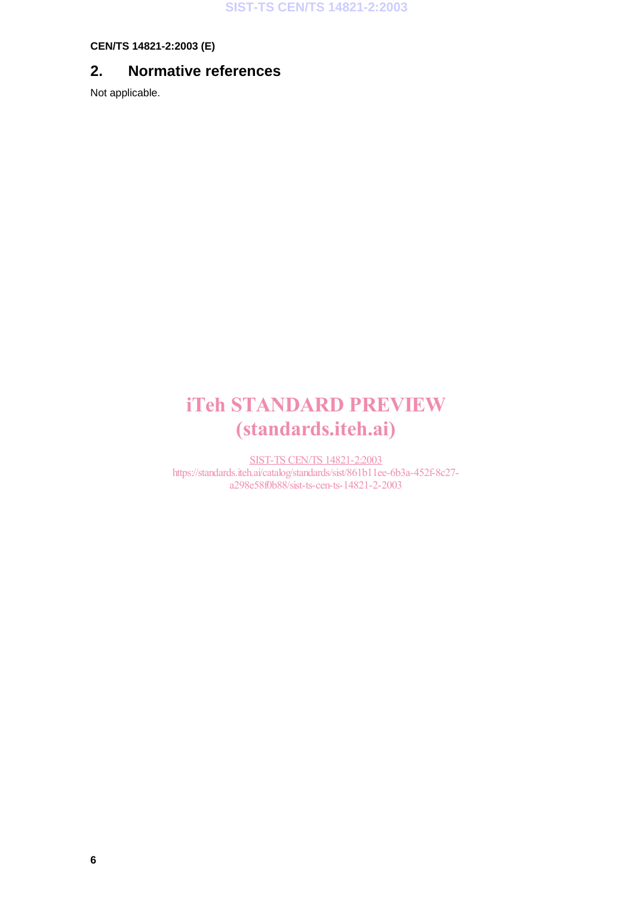## 2. Normative references

Not applicable.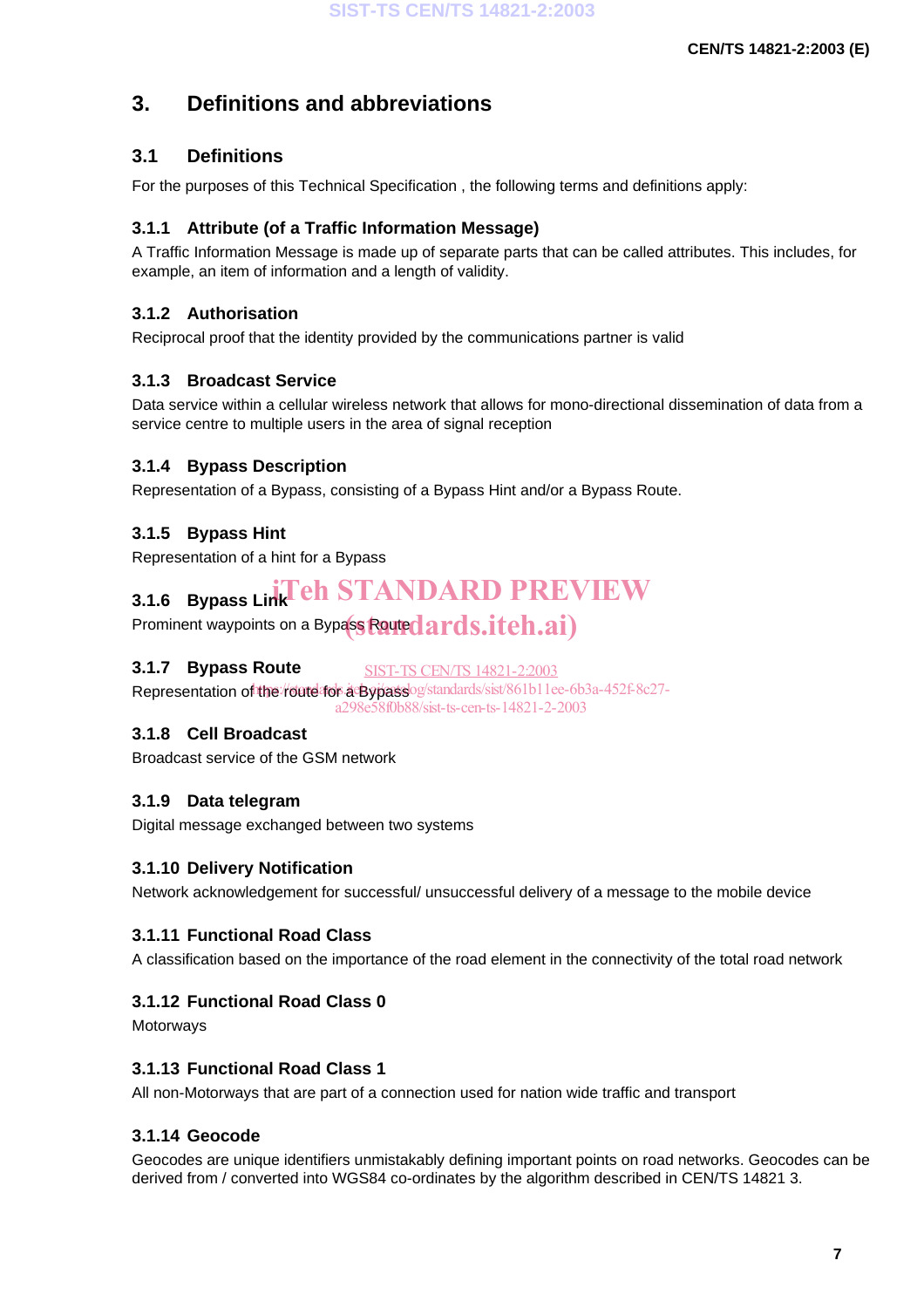# 3. Definitions and abbreviations

## 3.1 Definitions

For the purposes of this Technical Specification , the following terms and definitions apply:

### 3.1.1 Attribute (of a Traffic Information Message)

A Traffic Information Message is made up of separate parts that can be called attributes. This includes, for example, an item of information and a length of validity.

### 3.1.2 Authorisation

Reciprocal proof that the identity provided by the communications partner is valid

### 3.1.3 Broadcast Service

Data service within a cellular wireless network that allows for mono-directional dissemination of data from a service centre to multiple users in the area of signal reception

### 3.1.4 Bypass Description

Representation of a Bypass, consisting of a Bypass Hint and/or a Bypass Route.

### 3.1.5 Bypass Hint

Representation of a hint for a Bypass

### 3.1.6 Bypass Link

Prominent waypoints on a Bypass Route

### 3.1.7 Bypass Route

Representation of the route for a Bypass

### 3.1.8 Cell Broadcast

Broadcast service of the GSM network

### 3.1.9 Data telegram

Digital message exchanged between two systems

### 3.1.10 Delivery Notification

Network acknowledgement for successful/ unsuccessful delivery of a message to the mobile device

### 3.1.11 Functional Road Class

A classification based on the importance of the road element in the connectivity of the total road network

### 3.1.12 Functional Road Class 0

Motorways

### 3.1.13 Functional Road Class 1

All non-Motorways that are part of a connection used for nation wide traffic and transport

### 3.1.14 Geocode

Geocodes are unique identifiers unmistakably defining important points on road networks. Geocodes can be derived from / converted into WGS84 co-ordinates by the algorithm described in CEN/TS 14821 3.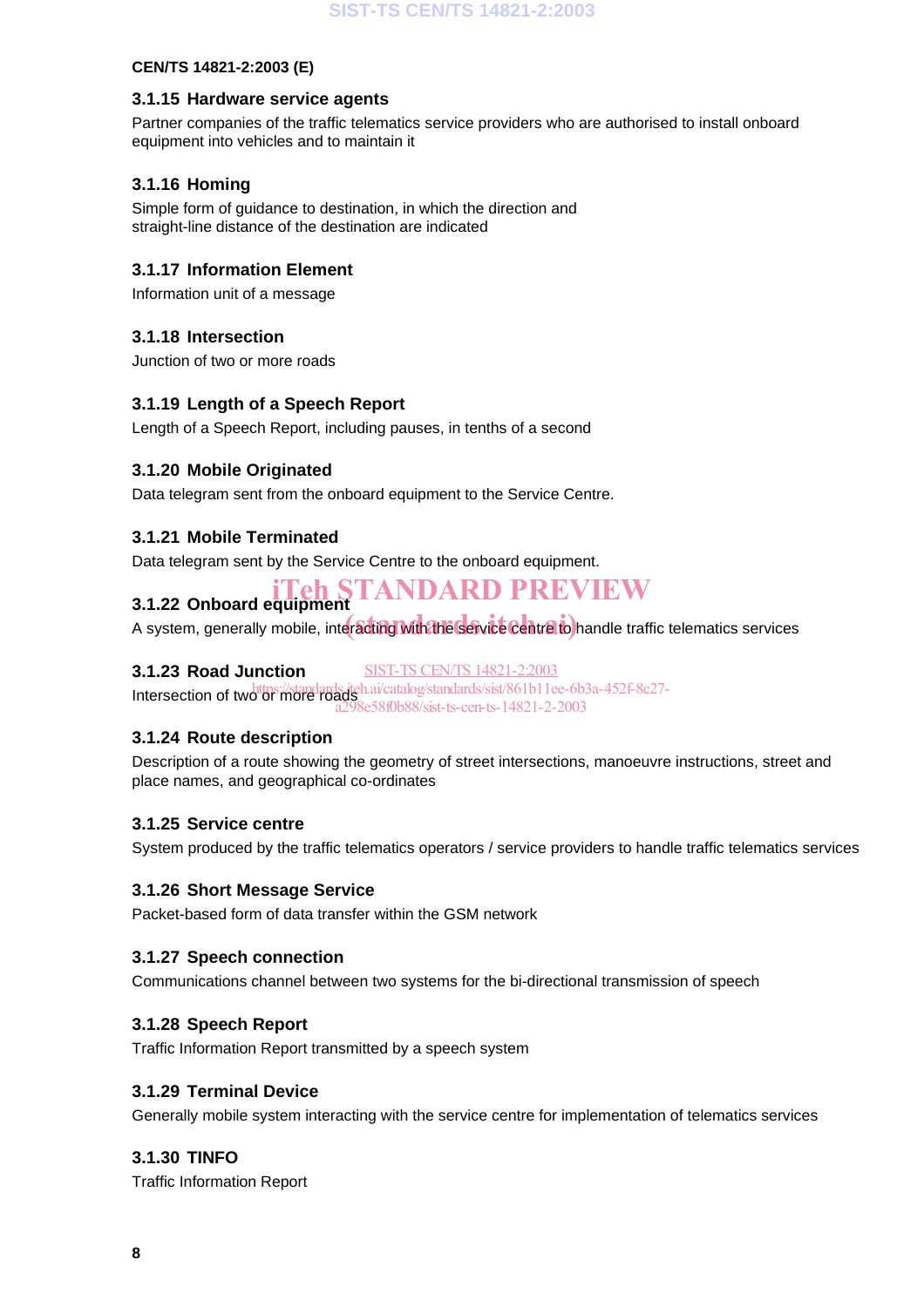### 3.1.15 Hardware service agents

Partner companies of the traffic telematics service providers who are authorised to install onboard equipment into vehicles and to maintain it

### 3.1.16 Homing

Simple form of guidance to destination, in which the direction and straight-line distance of the destination are indicated

### 3.1.17 Information Element

Information unit of a message

### 3.1.18 Intersection

Junction of two or more roads

### 3.1.19 Length of a Speech Report

Length of a Speech Report, including pauses, in tenths of a second

### 3.1.20 Mobile Originated

Data telegram sent from the onboard equipment to the Service Centre.

### 3.1.21 Mobile Terminated

Data telegram sent by the Service Centre to the onboard equipment.

### 3.1.22 Onboard equipment

A system, generally mobile, interacting with the service centre to handle traffic telematics services

### 3.1.23 Road Junction

Intersection of two or more roads

### 3.1.24 Route description

Description of a route showing the geometry of street intersections, manoeuvre instructions, street and place names, and geographical co-ordinates

### 3.1.25 Service centre

System produced by the traffic telematics operators / service providers to handle traffic telematics services

### 3.1.26 Short Message Service

Packet-based form of data transfer within the GSM network

### 3.1.27 Speech connection

Communications channel between two systems for the bi-directional transmission of speech

### 3.1.28 Speech Report

Traffic Information Report transmitted by a speech system

### 3.1.29 Terminal Device

Generally mobile system interacting with the service centre for implementation of telematics services

### 3.1.30 TINFO

Traffic Information Report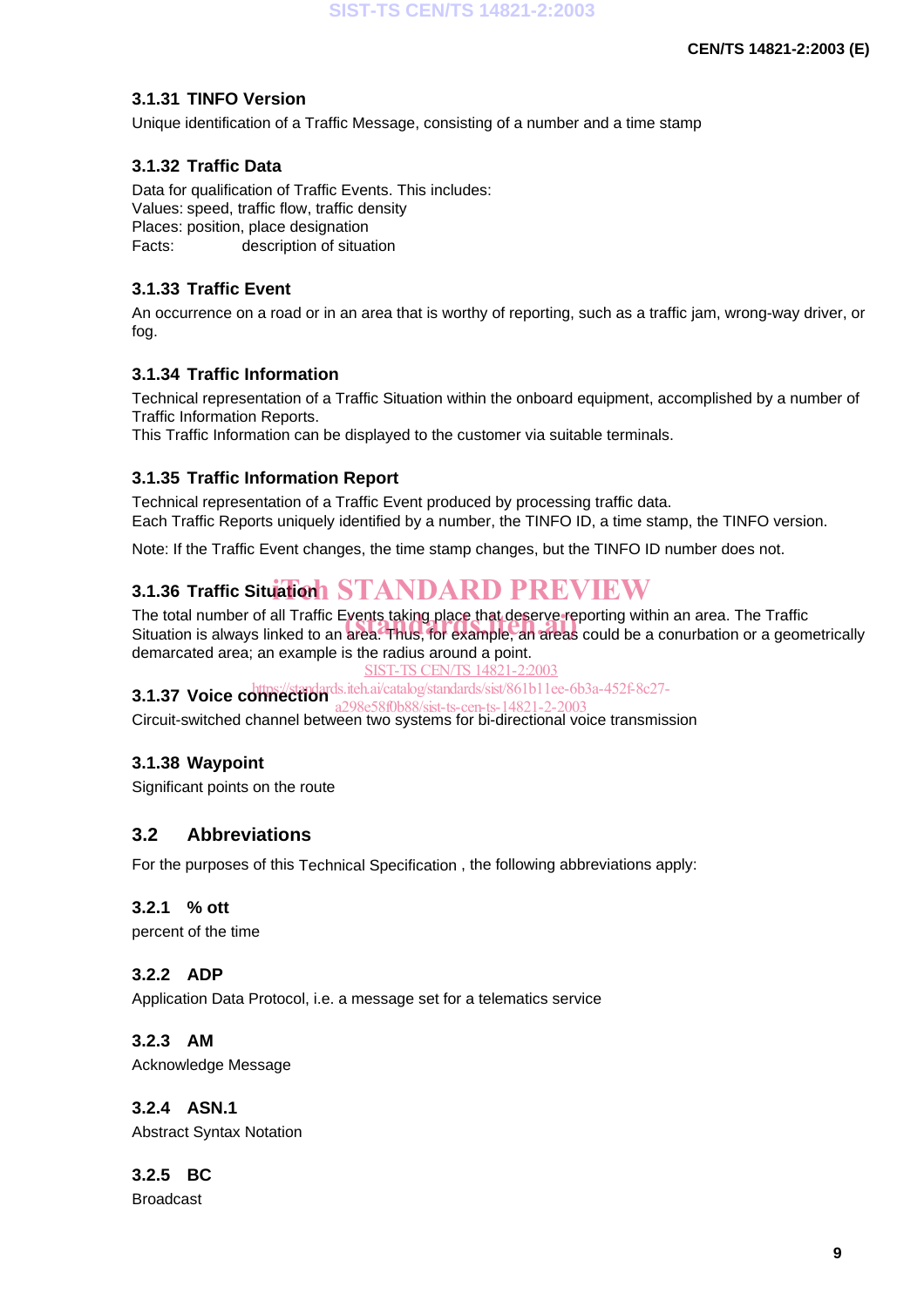### 3.1.31 TINFO Version

Unique identification of a Traffic Message, consisting of a number and a time stamp

### 3.1.32 Traffic Data

Data for qualification of Traffic Events. This includes:
Values: speed, traffic flow, traffic density
Places: position, place designation
Facts: description of situation

### 3.1.33 Traffic Event

An occurrence on a road or in an area that is worthy of reporting, such as a traffic jam, wrong-way driver, or fog.

### 3.1.34 Traffic Information

Technical representation of a Traffic Situation within the onboard equipment, accomplished by a number of Traffic Information Reports.
This Traffic Information can be displayed to the customer via suitable terminals.

### 3.1.35 Traffic Information Report

Technical representation of a Traffic Event produced by processing traffic data.
Each Traffic Reports uniquely identified by a number, the TINFO ID, a time stamp, the TINFO version.

Note: If the Traffic Event changes, the time stamp changes, but the TINFO ID number does not.

### 3.1.36 Traffic Situation

The total number of all Traffic Events taking place that deserve reporting within an area. The Traffic Situation is always linked to an area. Thus, for example, an areas could be a conurbation or a geometrically demarcated area; an example is the radius around a point.

### 3.1.37 Voice connection

Circuit-switched channel between two systems for bi-directional voice transmission

### 3.1.38 Waypoint

Significant points on the route

## 3.2 Abbreviations

For the purposes of this Technical Specification , the following abbreviations apply:

### 3.2.1 % ott

percent of the time

### 3.2.2 ADP

Application Data Protocol, i.e. a message set for a telematics service

### 3.2.3 AM

Acknowledge Message

### 3.2.4 ASN.1

Abstract Syntax Notation

### 3.2.5 BC

Broadcast